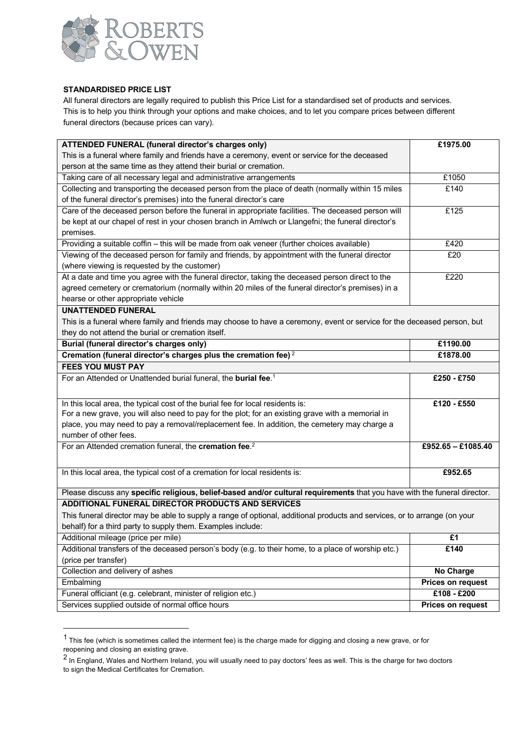**STANDARDISED PRICE LIST**

All funeral directors are legally required to publish this Price List for a standardised set of products and services. This is to help you think through your options and make choices, and to let you compare prices between different funeral directors (because prices can vary).

| Item | Price |
|---|---|
| **ATTENDED FUNERAL (funeral director's charges only)** This is a funeral where family and friends have a ceremony, event or service for the deceased person at the same time as they attend their burial or cremation. | **£1975.00** |
| Taking care of all necessary legal and administrative arrangements | £1050 |
| Collecting and transporting the deceased person from the place of death (normally within 15 miles of the funeral director's premises) into the funeral director's care | £140 |
| Care of the deceased person before the funeral in appropriate facilities. The deceased person will be kept at our chapel of rest in your chosen branch in Amlwch or Llangefni; the funeral director's premises. | £125 |
| Providing a suitable coffin – this will be made from oak veneer (further choices available) | £420 |
| Viewing of the deceased person for family and friends, by appointment with the funeral director (where viewing is requested by the customer) | £20 |
| At a date and time you agree with the funeral director, taking the deceased person direct to the agreed cemetery or crematorium (normally within 20 miles of the funeral director's premises) in a hearse or other appropriate vehicle | £220 |
| **UNATTENDED FUNERAL** This is a funeral where family and friends may choose to have a ceremony, event or service for the deceased person, but they do not attend the burial or cremation itself. | |
| **Burial (funeral director's charges only)** | **£1190.00** |
| **Cremation (funeral director's charges plus the cremation fee)** [2] | **£1878.00** |
| **FEES YOU MUST PAY** | |
| For an Attended or Unattended burial funeral, the **burial fee**.[1] | **£250 - £750** |
| In this local area, the typical cost of the burial fee for local residents is: For a new grave, you will also need to pay for the plot; for an existing grave with a memorial in place, you may need to pay a removal/replacement fee. In addition, the cemetery may charge a number of other fees. | **£120 - £550** |
| For an Attended cremation funeral, the **cremation fee**.[2] | **£952.65 – £1085.40** |
| In this local area, the typical cost of a cremation for local residents is: | **£952.65** |
| Please discuss any **specific religious, belief-based and/or cultural requirements** that you have with the funeral director. | |
| **ADDITIONAL FUNERAL DIRECTOR PRODUCTS AND SERVICES** This funeral director may be able to supply a range of optional, additional products and services, or to arrange (on your behalf) for a third party to supply them. Examples include: | |
| Additional mileage (price per mile) | **£1** |
| Additional transfers of the deceased person's body (e.g. to their home, to a place of worship etc.) (price per transfer) | **£140** |
| Collection and delivery of ashes | **No Charge** |
| Embalming | **Prices on request** |
| Funeral officiant (e.g. celebrant, minister of religion etc.) | **£108 - £200** |
| Services supplied outside of normal office hours | **Prices on request** |

[1] This fee (which is sometimes called the interment fee) is the charge made for digging and closing a new grave, or for reopening and closing an existing grave.

[2] In England, Wales and Northern Ireland, you will usually need to pay doctors' fees as well. This is the charge for two doctors to sign the Medical Certificates for Cremation.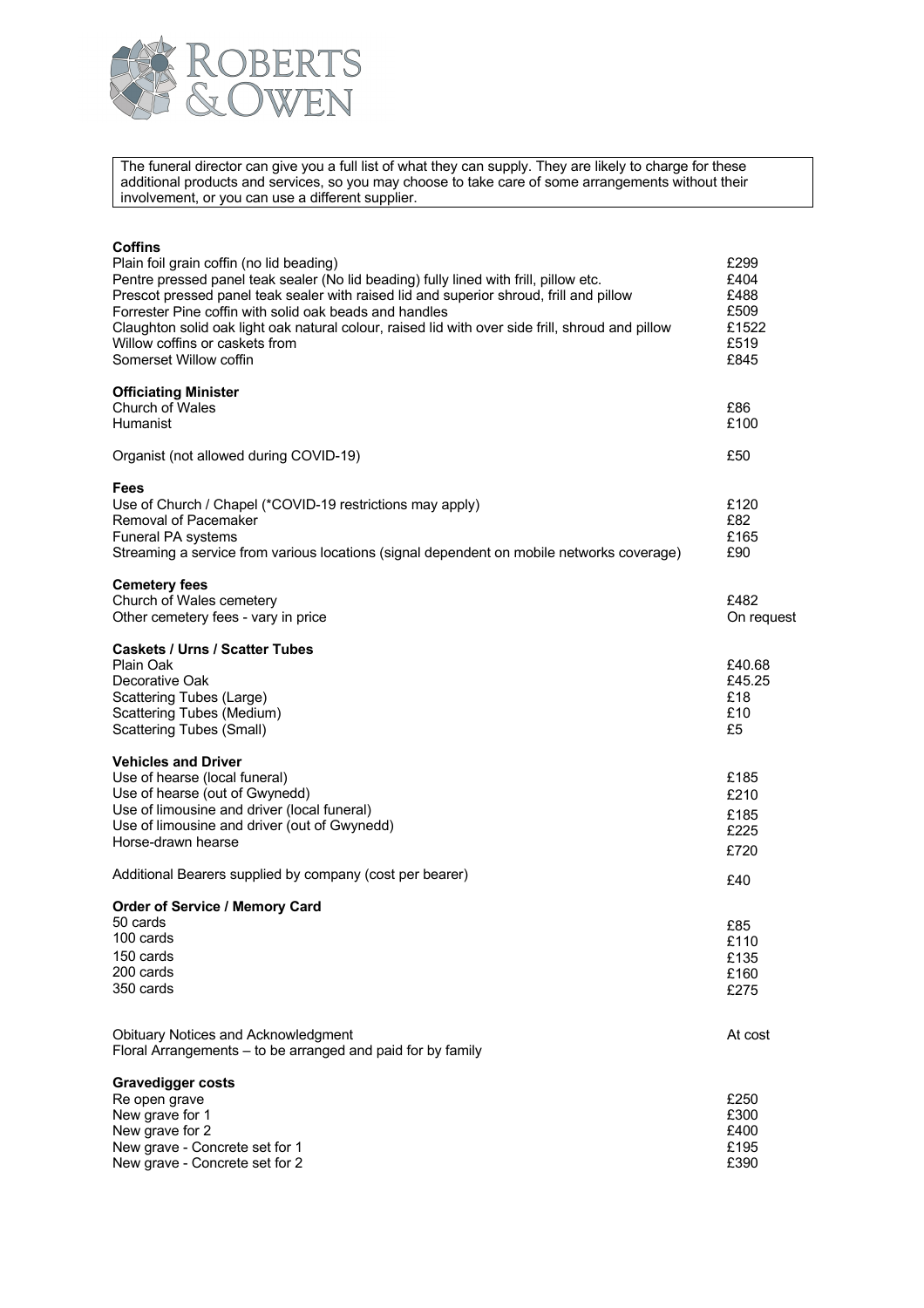ROBERTS & OWEN

> The funeral director can give you a full list of what they can supply. They are likely to charge for these additional products and services, so you may choose to take care of some arrangements without their involvement, or you can use a different supplier.

**Coffins**

| | |
|---|---|
| Plain foil grain coffin (no lid beading) | £299 |
| Pentre pressed panel teak sealer (No lid beading) fully lined with frill, pillow etc. | £404 |
| Prescot pressed panel teak sealer with raised lid and superior shroud, frill and pillow | £488 |
| Forrester Pine coffin with solid oak beads and handles | £509 |
| Claughton solid oak light oak natural colour, raised lid with over side frill, shroud and pillow | £1522 |
| Willow coffins or caskets from | £519 |
| Somerset Willow coffin | £845 |

**Officiating Minister**

| | |
|---|---|
| Church of Wales | £86 |
| Humanist | £100 |

| | |
|---|---|
| Organist (not allowed during COVID-19) | £50 |

**Fees**

| | |
|---|---|
| Use of Church / Chapel (*COVID-19 restrictions may apply) | £120 |
| Removal of Pacemaker | £82 |
| Funeral PA systems | £165 |
| Streaming a service from various locations (signal dependent on mobile networks coverage) | £90 |

**Cemetery fees**

| | |
|---|---|
| Church of Wales cemetery | £482 |
| Other cemetery fees - vary in price | On request |

**Caskets / Urns / Scatter Tubes**

| | |
|---|---|
| Plain Oak | £40.68 |
| Decorative Oak | £45.25 |
| Scattering Tubes (Large) | £18 |
| Scattering Tubes (Medium) | £10 |
| Scattering Tubes (Small) | £5 |

**Vehicles and Driver**

| | |
|---|---|
| Use of hearse (local funeral) | £185 |
| Use of hearse (out of Gwynedd) | £210 |
| Use of limousine and driver (local funeral) | £185 |
| Use of limousine and driver (out of Gwynedd) | £225 |
| Horse-drawn hearse | £720 |

| | |
|---|---|
| Additional Bearers supplied by company (cost per bearer) | £40 |

**Order of Service / Memory Card**

| | |
|---|---|
| 50 cards | £85 |
| 100 cards | £110 |
| 150 cards | £135 |
| 200 cards | £160 |
| 350 cards | £275 |

| | |
|---|---|
| Obituary Notices and Acknowledgment | At cost |
| Floral Arrangements – to be arranged and paid for by family | |

**Gravedigger costs**

| | |
|---|---|
| Re open grave | £250 |
| New grave for 1 | £300 |
| New grave for 2 | £400 |
| New grave - Concrete set for 1 | £195 |
| New grave - Concrete set for 2 | £390 |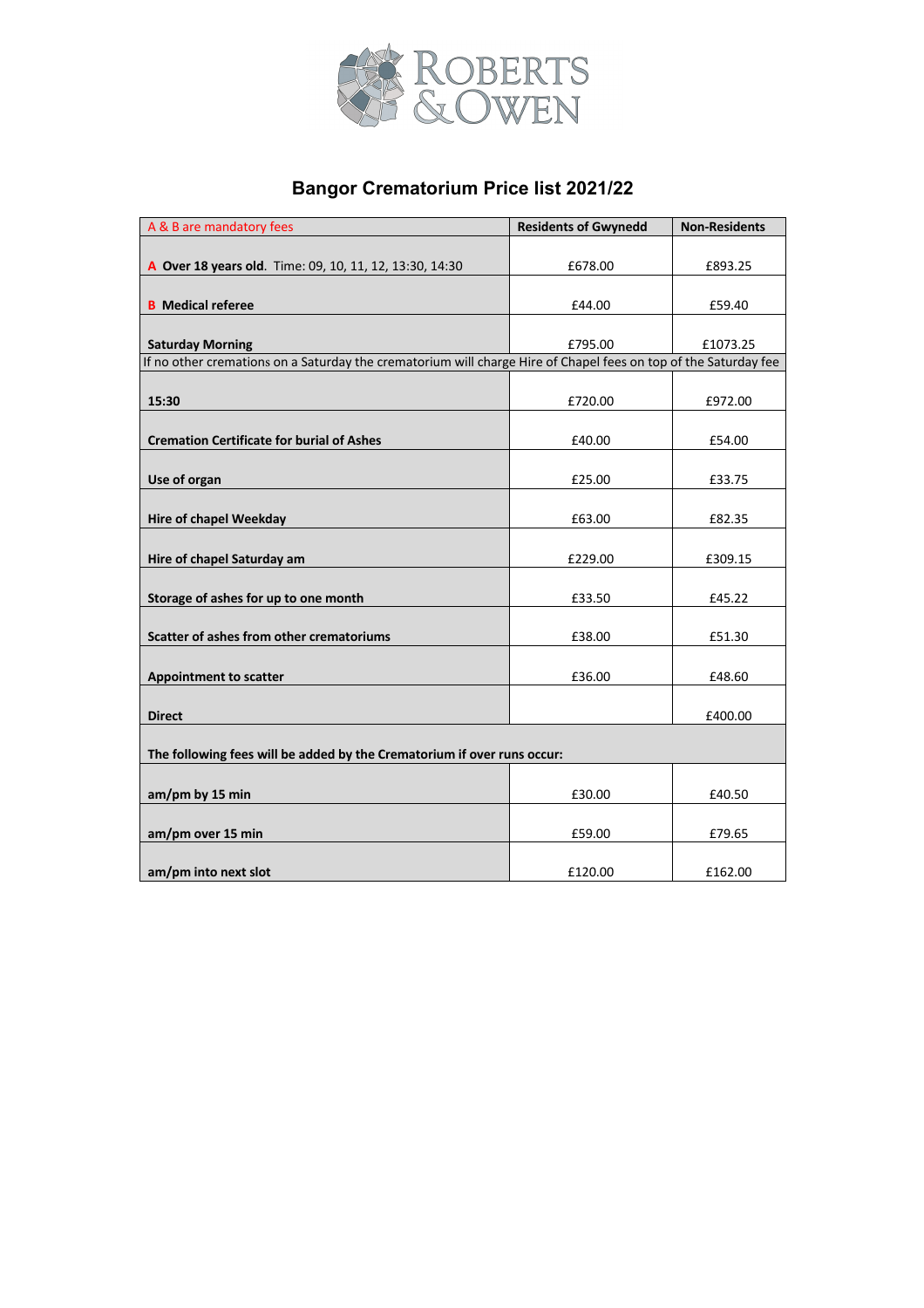ROBERTS & OWEN

# Bangor Crematorium Price list 2021/22

| A & B are mandatory fees | Residents of Gwynedd | Non-Residents |
|---|---|---|
| A **Over 18 years old**. Time: 09, 10, 11, 12, 13:30, 14:30 | £678.00 | £893.25 |
| B **Medical referee** | £44.00 | £59.40 |
| **Saturday Morning** | £795.00 | £1073.25 |
| If no other cremations on a Saturday the crematorium will charge Hire of Chapel fees on top of the Saturday fee | | |
| **15:30** | £720.00 | £972.00 |
| **Cremation Certificate for burial of Ashes** | £40.00 | £54.00 |
| **Use of organ** | £25.00 | £33.75 |
| **Hire of chapel Weekday** | £63.00 | £82.35 |
| **Hire of chapel Saturday am** | £229.00 | £309.15 |
| **Storage of ashes for up to one month** | £33.50 | £45.22 |
| **Scatter of ashes from other crematoriums** | £38.00 | £51.30 |
| **Appointment to scatter** | £36.00 | £48.60 |
| **Direct** | | £400.00 |
| **The following fees will be added by the Crematorium if over runs occur:** | | |
| **am/pm by 15 min** | £30.00 | £40.50 |
| **am/pm over 15 min** | £59.00 | £79.65 |
| **am/pm into next slot** | £120.00 | £162.00 |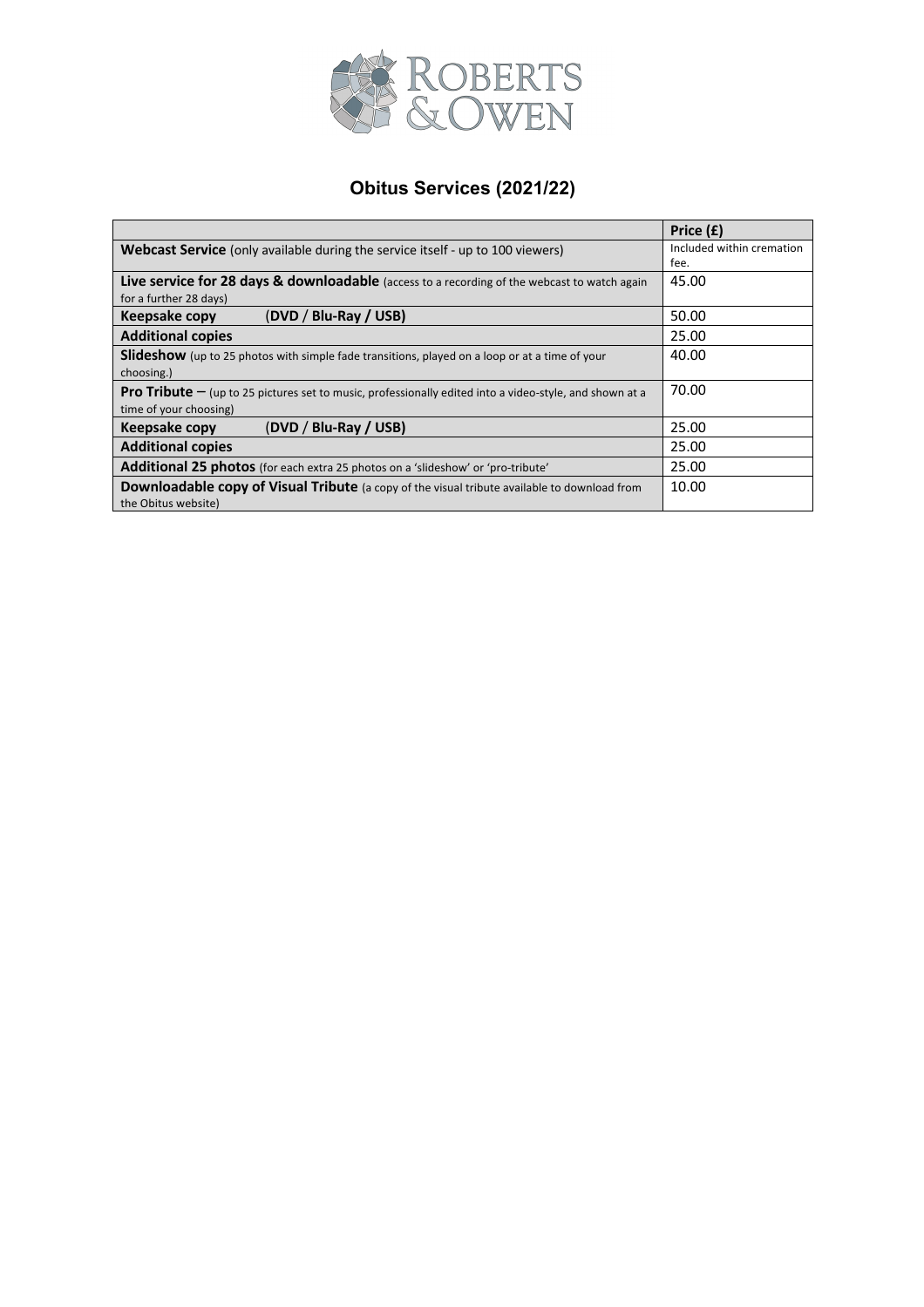ROBERTS & OWEN

# Obitus Services (2021/22)

| | Price (£) |
|---|---|
| **Webcast Service** (only available during the service itself - up to 100 viewers) | Included within cremation fee. |
| **Live service for 28 days & downloadable** (access to a recording of the webcast to watch again for a further 28 days) | 45.00 |
| **Keepsake copy** (**DVD / Blu-Ray / USB**) | 50.00 |
| **Additional copies** | 25.00 |
| **Slideshow** (up to 25 photos with simple fade transitions, played on a loop or at a time of your choosing.) | 40.00 |
| **Pro Tribute** – (up to 25 pictures set to music, professionally edited into a video-style, and shown at a time of your choosing) | 70.00 |
| **Keepsake copy** (**DVD / Blu-Ray / USB**) | 25.00 |
| **Additional copies** | 25.00 |
| **Additional 25 photos** (for each extra 25 photos on a 'slideshow' or 'pro-tribute' | 25.00 |
| **Downloadable copy of Visual Tribute** (a copy of the visual tribute available to download from the Obitus website) | 10.00 |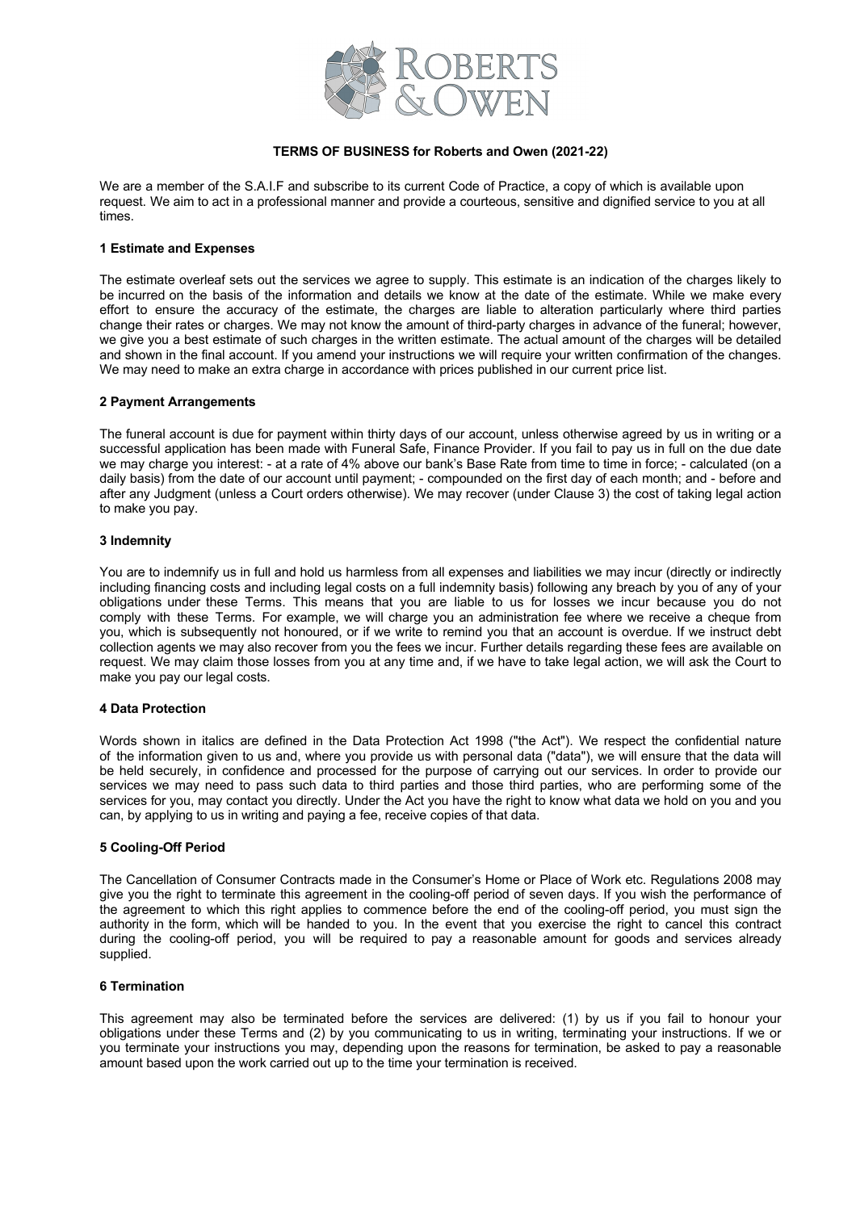# TERMS OF BUSINESS for Roberts and Owen (2021-22)

We are a member of the S.A.I.F and subscribe to its current Code of Practice, a copy of which is available upon request. We aim to act in a professional manner and provide a courteous, sensitive and dignified service to you at all times.

## 1 Estimate and Expenses

The estimate overleaf sets out the services we agree to supply. This estimate is an indication of the charges likely to be incurred on the basis of the information and details we know at the date of the estimate. While we make every effort to ensure the accuracy of the estimate, the charges are liable to alteration particularly where third parties change their rates or charges. We may not know the amount of third-party charges in advance of the funeral; however, we give you a best estimate of such charges in the written estimate. The actual amount of the charges will be detailed and shown in the final account. If you amend your instructions we will require your written confirmation of the changes. We may need to make an extra charge in accordance with prices published in our current price list.

## 2 Payment Arrangements

The funeral account is due for payment within thirty days of our account, unless otherwise agreed by us in writing or a successful application has been made with Funeral Safe, Finance Provider. If you fail to pay us in full on the due date we may charge you interest: - at a rate of 4% above our bank's Base Rate from time to time in force; - calculated (on a daily basis) from the date of our account until payment; - compounded on the first day of each month; and - before and after any Judgment (unless a Court orders otherwise). We may recover (under Clause 3) the cost of taking legal action to make you pay.

## 3 Indemnity

You are to indemnify us in full and hold us harmless from all expenses and liabilities we may incur (directly or indirectly including financing costs and including legal costs on a full indemnity basis) following any breach by you of any of your obligations under these Terms. This means that you are liable to us for losses we incur because you do not comply with these Terms. For example, we will charge you an administration fee where we receive a cheque from you, which is subsequently not honoured, or if we write to remind you that an account is overdue. If we instruct debt collection agents we may also recover from you the fees we incur. Further details regarding these fees are available on request. We may claim those losses from you at any time and, if we have to take legal action, we will ask the Court to make you pay our legal costs.

## 4 Data Protection

Words shown in italics are defined in the Data Protection Act 1998 ("the Act"). We respect the confidential nature of the information given to us and, where you provide us with personal data ("data"), we will ensure that the data will be held securely, in confidence and processed for the purpose of carrying out our services. In order to provide our services we may need to pass such data to third parties and those third parties, who are performing some of the services for you, may contact you directly. Under the Act you have the right to know what data we hold on you and you can, by applying to us in writing and paying a fee, receive copies of that data.

## 5 Cooling-Off Period

The Cancellation of Consumer Contracts made in the Consumer's Home or Place of Work etc. Regulations 2008 may give you the right to terminate this agreement in the cooling-off period of seven days. If you wish the performance of the agreement to which this right applies to commence before the end of the cooling-off period, you must sign the authority in the form, which will be handed to you. In the event that you exercise the right to cancel this contract during the cooling-off period, you will be required to pay a reasonable amount for goods and services already supplied.

## 6 Termination

This agreement may also be terminated before the services are delivered: (1) by us if you fail to honour your obligations under these Terms and (2) by you communicating to us in writing, terminating your instructions. If we or you terminate your instructions you may, depending upon the reasons for termination, be asked to pay a reasonable amount based upon the work carried out up to the time your termination is received.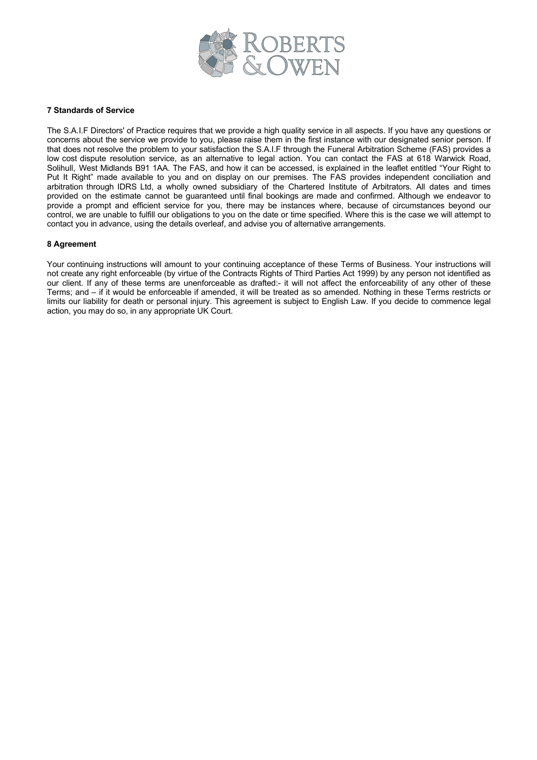#### 7 Standards of Service

The S.A.I.F Directors' of Practice requires that we provide a high quality service in all aspects. If you have any questions or concerns about the service we provide to you, please raise them in the first instance with our designated senior person. If that does not resolve the problem to your satisfaction the S.A.I.F through the Funeral Arbitration Scheme (FAS) provides a low cost dispute resolution service, as an alternative to legal action. You can contact the FAS at 618 Warwick Road, Solihull, West Midlands B91 1AA. The FAS, and how it can be accessed, is explained in the leaflet entitled "Your Right to Put It Right" made available to you and on display on our premises. The FAS provides independent conciliation and arbitration through IDRS Ltd, a wholly owned subsidiary of the Chartered Institute of Arbitrators. All dates and times provided on the estimate cannot be guaranteed until final bookings are made and confirmed. Although we endeavor to provide a prompt and efficient service for you, there may be instances where, because of circumstances beyond our control, we are unable to fulfill our obligations to you on the date or time specified. Where this is the case we will attempt to contact you in advance, using the details overleaf, and advise you of alternative arrangements.

#### 8 Agreement

Your continuing instructions will amount to your continuing acceptance of these Terms of Business. Your instructions will not create any right enforceable (by virtue of the Contracts Rights of Third Parties Act 1999) by any person not identified as our client. If any of these terms are unenforceable as drafted:- it will not affect the enforceability of any other of these Terms; and – if it would be enforceable if amended, it will be treated as so amended. Nothing in these Terms restricts or limits our liability for death or personal injury. This agreement is subject to English Law. If you decide to commence legal action, you may do so, in any appropriate UK Court.